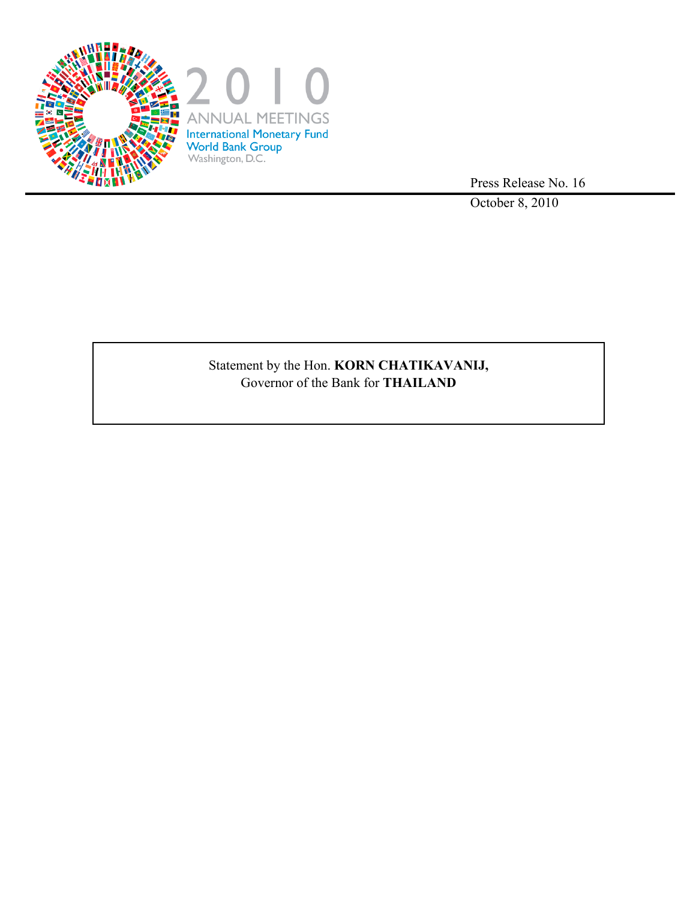2010
ANNUAL MEETINGS
International Monetary Fund
World Bank Group
Washington, D.C.

Press Release No. 16
October 8, 2010

Statement by the Hon. **KORN CHATIKAVANIJ,**
Governor of the Bank for **THAILAND**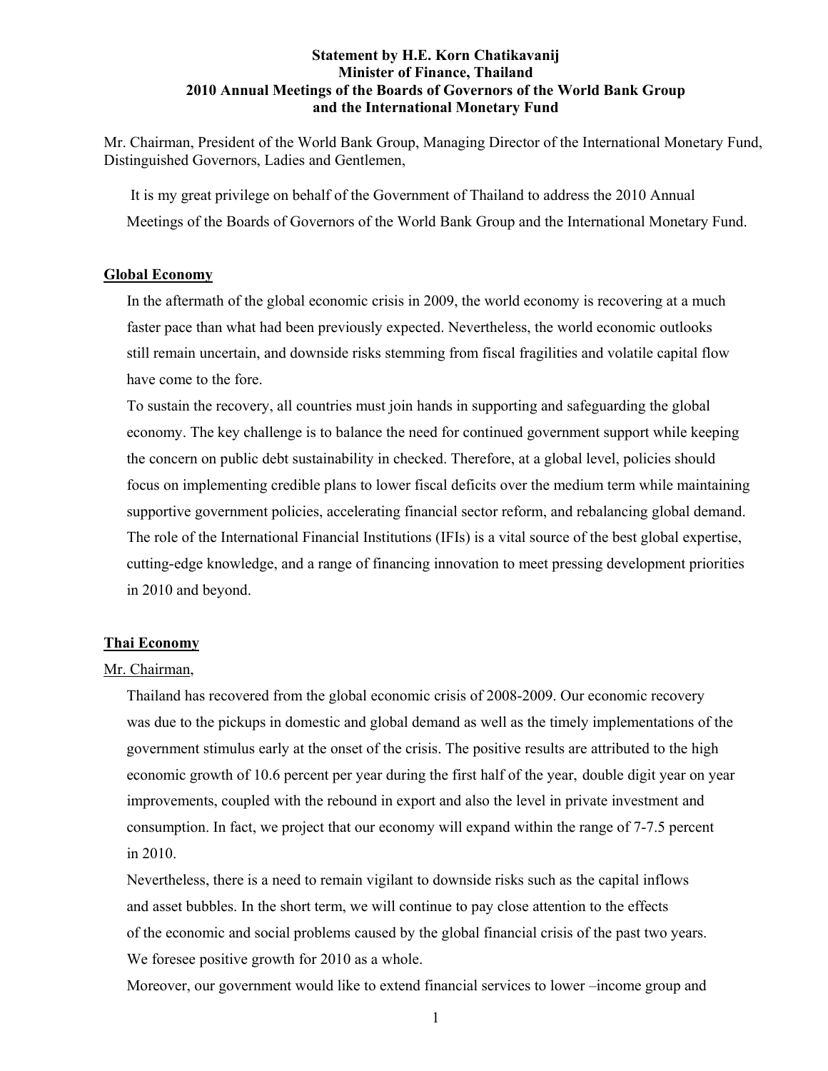**Statement by H.E. Korn Chatikavanij**
**Minister of Finance, Thailand**
**2010 Annual Meetings of the Boards of Governors of the World Bank Group and the International Monetary Fund**

Mr. Chairman, President of the World Bank Group, Managing Director of the International Monetary Fund, Distinguished Governors, Ladies and Gentlemen,

It is my great privilege on behalf of the Government of Thailand to address the 2010 Annual Meetings of the Boards of Governors of the World Bank Group and the International Monetary Fund.

## Global Economy

In the aftermath of the global economic crisis in 2009, the world economy is recovering at a much faster pace than what had been previously expected. Nevertheless, the world economic outlooks still remain uncertain, and downside risks stemming from fiscal fragilities and volatile capital flow have come to the fore.

To sustain the recovery, all countries must join hands in supporting and safeguarding the global economy. The key challenge is to balance the need for continued government support while keeping the concern on public debt sustainability in checked. Therefore, at a global level, policies should focus on implementing credible plans to lower fiscal deficits over the medium term while maintaining supportive government policies, accelerating financial sector reform, and rebalancing global demand. The role of the International Financial Institutions (IFIs) is a vital source of the best global expertise, cutting-edge knowledge, and a range of financing innovation to meet pressing development priorities in 2010 and beyond.

## Thai Economy

Mr. Chairman,

Thailand has recovered from the global economic crisis of 2008-2009. Our economic recovery was due to the pickups in domestic and global demand as well as the timely implementations of the government stimulus early at the onset of the crisis. The positive results are attributed to the high economic growth of 10.6 percent per year during the first half of the year, double digit year on year improvements, coupled with the rebound in export and also the level in private investment and consumption. In fact, we project that our economy will expand within the range of 7-7.5 percent in 2010.

Nevertheless, there is a need to remain vigilant to downside risks such as the capital inflows and asset bubbles. In the short term, we will continue to pay close attention to the effects of the economic and social problems caused by the global financial crisis of the past two years. We foresee positive growth for 2010 as a whole.

Moreover, our government would like to extend financial services to lower –income group and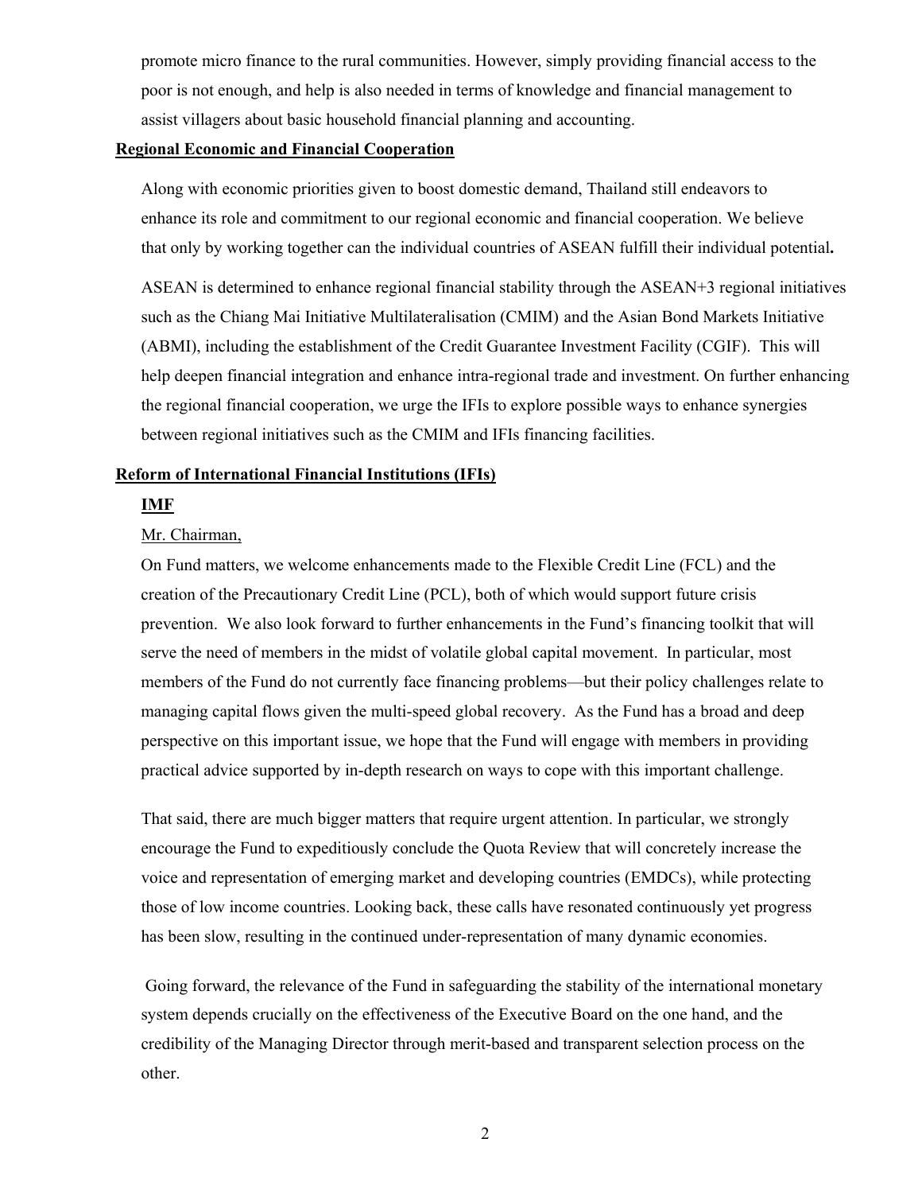promote micro finance to the rural communities. However, simply providing financial access to the poor is not enough, and help is also needed in terms of knowledge and financial management to assist villagers about basic household financial planning and accounting.

**Regional Economic and Financial Cooperation**

Along with economic priorities given to boost domestic demand, Thailand still endeavors to enhance its role and commitment to our regional economic and financial cooperation. We believe that only by working together can the individual countries of ASEAN fulfill their individual potential**.**

ASEAN is determined to enhance regional financial stability through the ASEAN+3 regional initiatives such as the Chiang Mai Initiative Multilateralisation (CMIM) and the Asian Bond Markets Initiative (ABMI), including the establishment of the Credit Guarantee Investment Facility (CGIF). This will help deepen financial integration and enhance intra-regional trade and investment. On further enhancing the regional financial cooperation, we urge the IFIs to explore possible ways to enhance synergies between regional initiatives such as the CMIM and IFIs financing facilities.

**Reform of International Financial Institutions (IFIs)**

**IMF**

Mr. Chairman,

On Fund matters, we welcome enhancements made to the Flexible Credit Line (FCL) and the creation of the Precautionary Credit Line (PCL), both of which would support future crisis prevention. We also look forward to further enhancements in the Fund's financing toolkit that will serve the need of members in the midst of volatile global capital movement. In particular, most members of the Fund do not currently face financing problems—but their policy challenges relate to managing capital flows given the multi-speed global recovery. As the Fund has a broad and deep perspective on this important issue, we hope that the Fund will engage with members in providing practical advice supported by in-depth research on ways to cope with this important challenge.

That said, there are much bigger matters that require urgent attention. In particular, we strongly encourage the Fund to expeditiously conclude the Quota Review that will concretely increase the voice and representation of emerging market and developing countries (EMDCs), while protecting those of low income countries. Looking back, these calls have resonated continuously yet progress has been slow, resulting in the continued under-representation of many dynamic economies.

Going forward, the relevance of the Fund in safeguarding the stability of the international monetary system depends crucially on the effectiveness of the Executive Board on the one hand, and the credibility of the Managing Director through merit-based and transparent selection process on the other.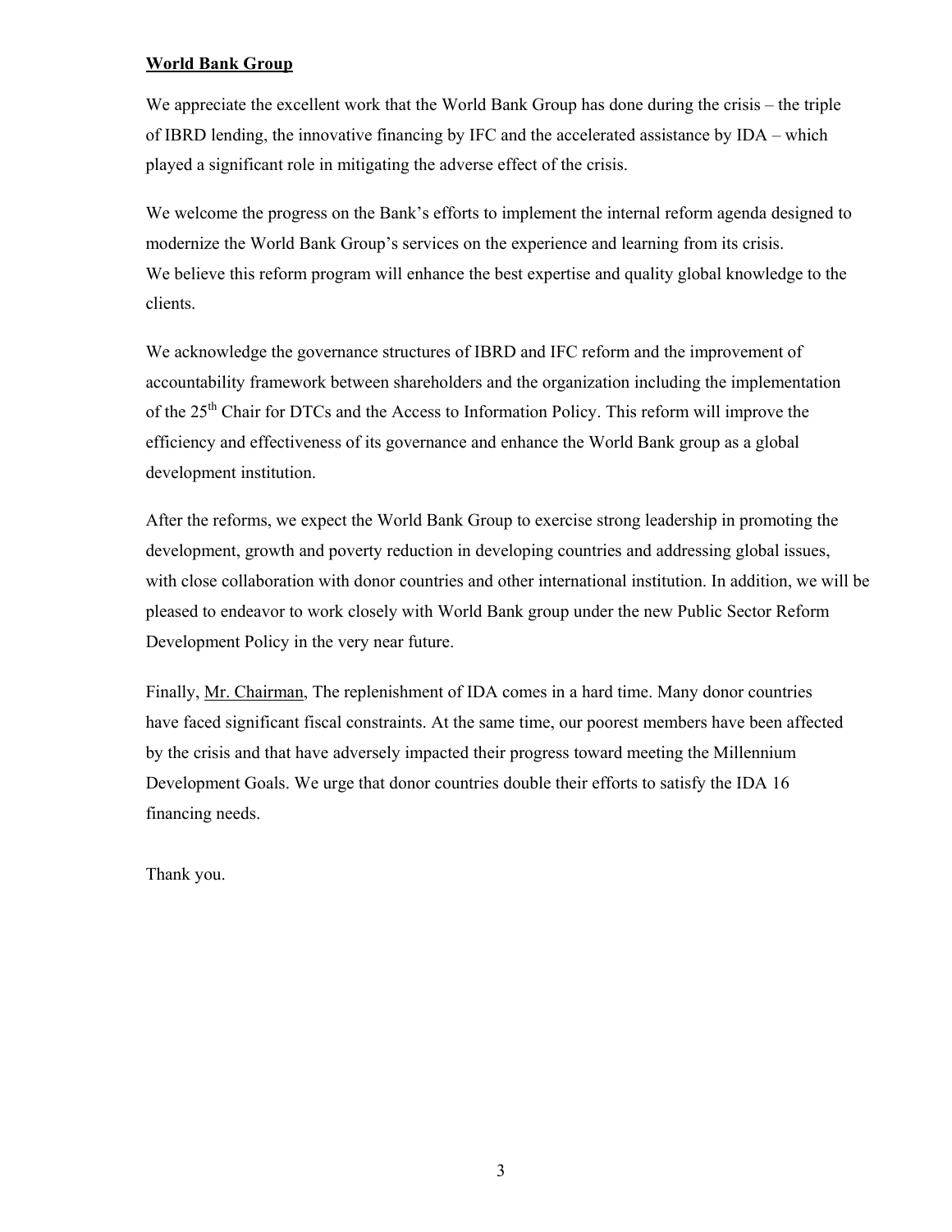**<u>World Bank Group</u>**

We appreciate the excellent work that the World Bank Group has done during the crisis – the triple of IBRD lending, the innovative financing by IFC and the accelerated assistance by IDA – which played a significant role in mitigating the adverse effect of the crisis.

We welcome the progress on the Bank's efforts to implement the internal reform agenda designed to modernize the World Bank Group's services on the experience and learning from its crisis. We believe this reform program will enhance the best expertise and quality global knowledge to the clients.

We acknowledge the governance structures of IBRD and IFC reform and the improvement of accountability framework between shareholders and the organization including the implementation of the 25th Chair for DTCs and the Access to Information Policy. This reform will improve the efficiency and effectiveness of its governance and enhance the World Bank group as a global development institution.

After the reforms, we expect the World Bank Group to exercise strong leadership in promoting the development, growth and poverty reduction in developing countries and addressing global issues, with close collaboration with donor countries and other international institution. In addition, we will be pleased to endeavor to work closely with World Bank group under the new Public Sector Reform Development Policy in the very near future.

Finally, <u>Mr. Chairman</u>, The replenishment of IDA comes in a hard time. Many donor countries have faced significant fiscal constraints. At the same time, our poorest members have been affected by the crisis and that have adversely impacted their progress toward meeting the Millennium Development Goals. We urge that donor countries double their efforts to satisfy the IDA 16 financing needs.

Thank you.